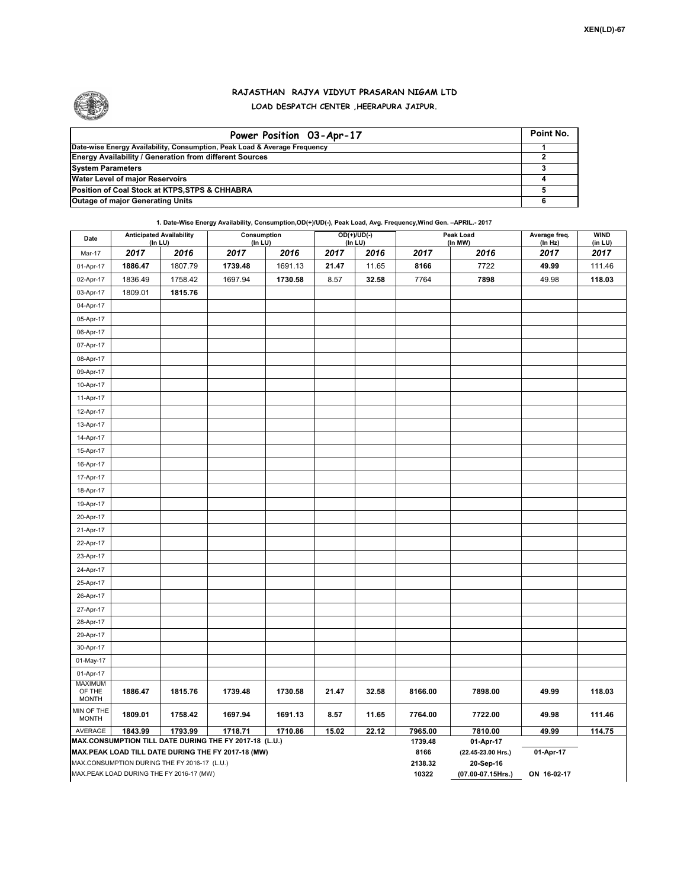XEN(LD)-67

## RAJASTHAN RAJYA VIDYUT PRASARAN NIGAM LTD
### LOAD DESPATCH CENTER ,HEERAPURA JAIPUR.

| Power Position 03-Apr-17 | Point No. |
|---|---|
| Date-wise Energy Availability, Consumption, Peak Load & Average Frequency | 1 |
| Energy Availability / Generation from different Sources | 2 |
| System Parameters | 3 |
| Water Level of major Reservoirs | 4 |
| Position of Coal Stock at KTPS,STPS & CHHABRA | 5 |
| Outage of major Generating Units | 6 |

**1. Date-Wise Energy Availability, Consumption,OD(+)/UD(-), Peak Load, Avg. Frequency,Wind Gen. –APRIL.- 2017**

| Date | Anticipated Availability (In LU) | | Consumption (In LU) | | OD(+)/UD(-) (In LU) | | Peak Load (In MW) | | Average freq. (In Hz) | WIND (in LU) |
|---|---|---|---|---|---|---|---|---|---|---|
| Mar-17 | 2017 | 2016 | 2017 | 2016 | 2017 | 2016 | 2017 | 2016 | 2017 | 2017 |
| 01-Apr-17 | 1886.47 | 1807.79 | 1739.48 | 1691.13 | 21.47 | 11.65 | 8166 | 7722 | 49.99 | 111.46 |
| 02-Apr-17 | 1836.49 | 1758.42 | 1697.94 | 1730.58 | 8.57 | 32.58 | 7764 | 7898 | 49.98 | 118.03 |
| 03-Apr-17 | 1809.01 | 1815.76 | | | | | | | | |
| 04-Apr-17 | | | | | | | | | | |
| 05-Apr-17 | | | | | | | | | | |
| 06-Apr-17 | | | | | | | | | | |
| 07-Apr-17 | | | | | | | | | | |
| 08-Apr-17 | | | | | | | | | | |
| 09-Apr-17 | | | | | | | | | | |
| 10-Apr-17 | | | | | | | | | | |
| 11-Apr-17 | | | | | | | | | | |
| 12-Apr-17 | | | | | | | | | | |
| 13-Apr-17 | | | | | | | | | | |
| 14-Apr-17 | | | | | | | | | | |
| 15-Apr-17 | | | | | | | | | | |
| 16-Apr-17 | | | | | | | | | | |
| 17-Apr-17 | | | | | | | | | | |
| 18-Apr-17 | | | | | | | | | | |
| 19-Apr-17 | | | | | | | | | | |
| 20-Apr-17 | | | | | | | | | | |
| 21-Apr-17 | | | | | | | | | | |
| 22-Apr-17 | | | | | | | | | | |
| 23-Apr-17 | | | | | | | | | | |
| 24-Apr-17 | | | | | | | | | | |
| 25-Apr-17 | | | | | | | | | | |
| 26-Apr-17 | | | | | | | | | | |
| 27-Apr-17 | | | | | | | | | | |
| 28-Apr-17 | | | | | | | | | | |
| 29-Apr-17 | | | | | | | | | | |
| 30-Apr-17 | | | | | | | | | | |
| 01-May-17 | | | | | | | | | | |
| 01-Apr-17 | | | | | | | | | | |
| MAXIMUM OF THE MONTH | 1886.47 | 1815.76 | 1739.48 | 1730.58 | 21.47 | 32.58 | 8166.00 | 7898.00 | 49.99 | 118.03 |
| MIN OF THE MONTH | 1809.01 | 1758.42 | 1697.94 | 1691.13 | 8.57 | 11.65 | 7764.00 | 7722.00 | 49.98 | 111.46 |
| AVERAGE | 1843.99 | 1793.99 | 1718.71 | 1710.86 | 15.02 | 22.12 | 7965.00 | 7810.00 | 49.99 | 114.75 |
| MAX.CONSUMPTION TILL DATE DURING THE FY 2017-18 (L.U.) | | | | | | | 1739.48 | 01-Apr-17 | | |
| MAX.PEAK LOAD TILL DATE DURING THE FY 2017-18 (MW) | | | | | | | 8166 | (22.45-23.00 Hrs.) | 01-Apr-17 | |
| MAX.CONSUMPTION DURING THE FY 2016-17 (L.U.) | | | | | | | 2138.32 | 20-Sep-16 | | |
| MAX.PEAK LOAD DURING THE FY 2016-17 (MW) | | | | | | | 10322 | (07.00-07.15Hrs.) | ON 16-02-17 | |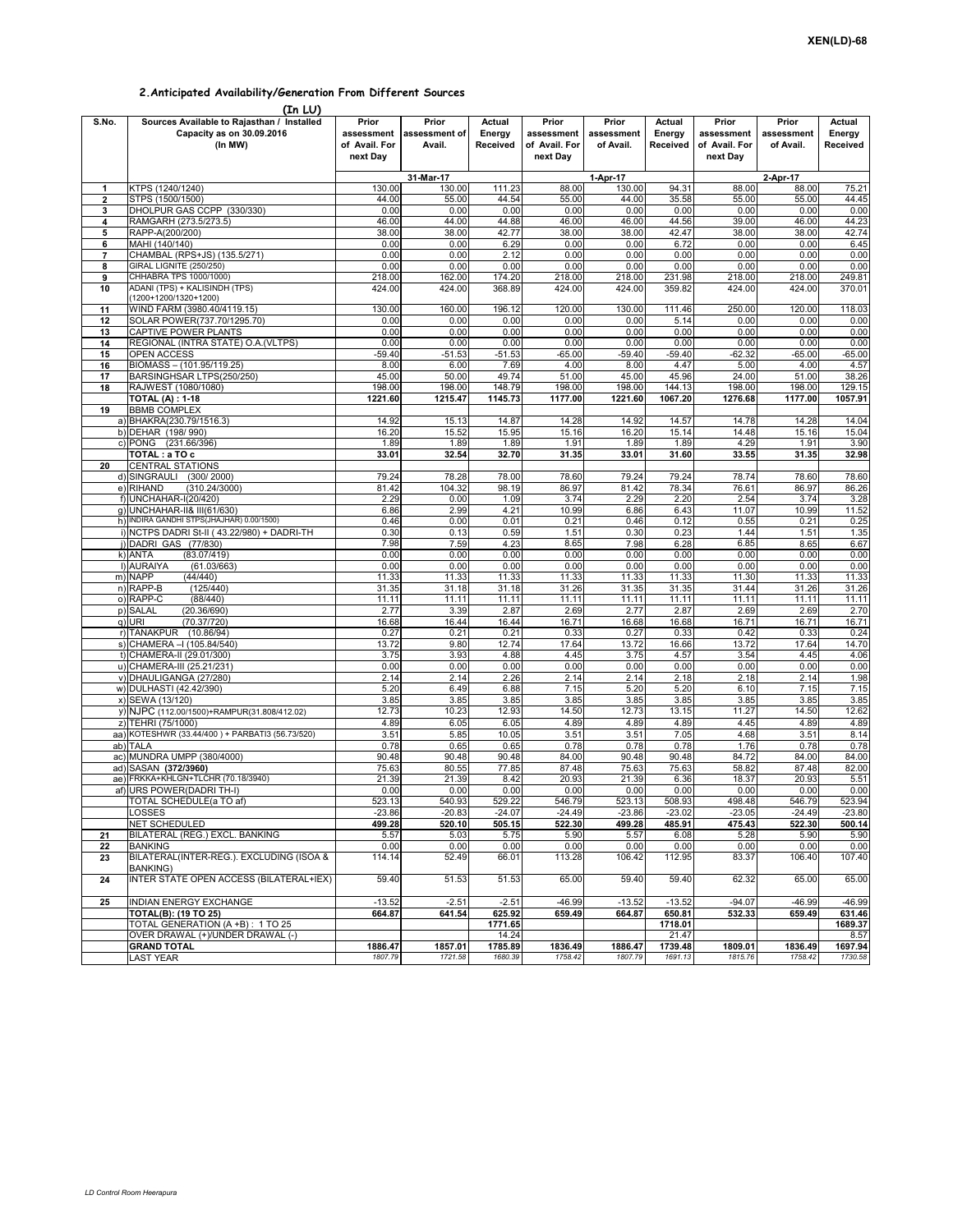## 2.Anticipated Availability/Generation From Different Sources

(In LU)

| S.No. | Sources Available to Rajasthan / Installed Capacity as on 30.09.2016 (In MW) | Prior assessment of Avail. For next Day | Prior assessment of Avail. | Actual Energy Received | Prior assessment of Avail. For next Day | Prior assessment of Avail. | Actual Energy Received | Prior assessment of Avail. For next Day | Prior assessment of Avail. | Actual Energy Received |
|---|---|---|---|---|---|---|---|---|---|---|
| | | 31-Mar-17 | | | 1-Apr-17 | | | 2-Apr-17 | | |
| 1 | KTPS (1240/1240) | 130.00 | 130.00 | 111.23 | 88.00 | 130.00 | 94.31 | 88.00 | 88.00 | 75.21 |
| 2 | STPS (1500/1500) | 44.00 | 55.00 | 44.54 | 55.00 | 44.00 | 35.58 | 55.00 | 55.00 | 44.45 |
| 3 | DHOLPUR GAS CCPP (330/330) | 0.00 | 0.00 | 0.00 | 0.00 | 0.00 | 0.00 | 0.00 | 0.00 | 0.00 |
| 4 | RAMGARH (273.5/273.5) | 46.00 | 44.00 | 44.88 | 46.00 | 46.00 | 44.56 | 39.00 | 46.00 | 44.23 |
| 5 | RAPP-A(200/200) | 38.00 | 38.00 | 42.77 | 38.00 | 38.00 | 42.47 | 38.00 | 38.00 | 42.74 |
| 6 | MAHI (140/140) | 0.00 | 0.00 | 6.29 | 0.00 | 0.00 | 6.72 | 0.00 | 0.00 | 6.45 |
| 7 | CHAMBAL (RPS+JS) (135.5/271) | 0.00 | 0.00 | 2.12 | 0.00 | 0.00 | 0.00 | 0.00 | 0.00 | 0.00 |
| 8 | GIRAL LIGNITE (250/250) | 0.00 | 0.00 | 0.00 | 0.00 | 0.00 | 0.00 | 0.00 | 0.00 | 0.00 |
| 9 | CHHABRA TPS 1000/1000) | 218.00 | 162.00 | 174.20 | 218.00 | 218.00 | 231.98 | 218.00 | 218.00 | 249.81 |
| 10 | ADANI (TPS) + KALISINDH (TPS) (1200+1200/1320+1200) | 424.00 | 424.00 | 368.89 | 424.00 | 424.00 | 359.82 | 424.00 | 424.00 | 370.01 |
| 11 | WIND FARM (3980.40/4119.15) | 130.00 | 160.00 | 196.12 | 120.00 | 130.00 | 111.46 | 250.00 | 120.00 | 118.03 |
| 12 | SOLAR POWER(737.70/1295.70) | 0.00 | 0.00 | 0.00 | 0.00 | 0.00 | 5.14 | 0.00 | 0.00 | 0.00 |
| 13 | CAPTIVE POWER PLANTS | 0.00 | 0.00 | 0.00 | 0.00 | 0.00 | 0.00 | 0.00 | 0.00 | 0.00 |
| 14 | REGIONAL (INTRA STATE) O.A.(VLTPS) | 0.00 | 0.00 | 0.00 | 0.00 | 0.00 | 0.00 | 0.00 | 0.00 | 0.00 |
| 15 | OPEN ACCESS | -59.40 | -51.53 | -51.53 | -65.00 | -59.40 | -59.40 | -62.32 | -65.00 | -65.00 |
| 16 | BIOMASS – (101.95/119.25) | 8.00 | 6.00 | 7.69 | 4.00 | 8.00 | 4.47 | 5.00 | 4.00 | 4.57 |
| 17 | BARSINGHSAR LTPS(250/250) | 45.00 | 50.00 | 49.74 | 51.00 | 45.00 | 45.96 | 24.00 | 51.00 | 38.26 |
| 18 | RAJWEST (1080/1080) | 198.00 | 198.00 | 148.79 | 198.00 | 198.00 | 144.13 | 198.00 | 198.00 | 129.15 |
| | **TOTAL (A) : 1-18** | **1221.60** | **1215.47** | **1145.73** | **1177.00** | **1221.60** | **1067.20** | **1276.68** | **1177.00** | **1057.91** |
| 19 | BBMB COMPLEX | | | | | | | | | |
| | a) BHAKRA(230.79/1516.3) | 14.92 | 15.13 | 14.87 | 14.28 | 14.92 | 14.57 | 14.78 | 14.28 | 14.04 |
| | b) DEHAR (198/ 990) | 16.20 | 15.52 | 15.95 | 15.16 | 16.20 | 15.14 | 14.48 | 15.16 | 15.04 |
| | c) PONG (231.66/396) | 1.89 | 1.89 | 1.89 | 1.91 | 1.89 | 1.89 | 4.29 | 1.91 | 3.90 |
| | **TOTAL : a TO c** | **33.01** | **32.54** | **32.70** | **31.35** | **33.01** | **31.60** | **33.55** | **31.35** | **32.98** |
| 20 | CENTRAL STATIONS | | | | | | | | | |
| | d) SINGRAULI (300/ 2000) | 79.24 | 78.28 | 78.00 | 78.60 | 79.24 | 79.24 | 78.74 | 78.60 | 78.60 |
| | e) RIHAND (310.24/3000) | 81.42 | 104.32 | 98.19 | 86.97 | 81.42 | 78.34 | 76.61 | 86.97 | 86.26 |
| | f) UNCHAHAR-I(20/420) | 2.29 | 0.00 | 1.09 | 3.74 | 2.29 | 2.20 | 2.54 | 3.74 | 3.28 |
| | g) UNCHAHAR-II& III(61/630) | 6.86 | 2.99 | 4.21 | 10.99 | 6.86 | 6.43 | 11.07 | 10.99 | 11.52 |
| | h) INDIRA GANDHI STPS(JHAJHAR) 0.00/1500) | 0.46 | 0.00 | 0.01 | 0.21 | 0.46 | 0.12 | 0.55 | 0.21 | 0.25 |
| | i) NCTPS DADRI St-II ( 43.22/980) + DADRI-TH | 0.30 | 0.13 | 0.59 | 1.51 | 0.30 | 0.23 | 1.44 | 1.51 | 1.35 |
| | j) DADRI GAS (77/830) | 7.98 | 7.59 | 4.23 | 8.65 | 7.98 | 6.28 | 6.85 | 8.65 | 6.67 |
| | k) ANTA (83.07/419) | 0.00 | 0.00 | 0.00 | 0.00 | 0.00 | 0.00 | 0.00 | 0.00 | 0.00 |
| | l) AURAIYA (61.03/663) | 0.00 | 0.00 | 0.00 | 0.00 | 0.00 | 0.00 | 0.00 | 0.00 | 0.00 |
| | m) NAPP (44/440) | 11.33 | 11.33 | 11.33 | 11.33 | 11.33 | 11.33 | 11.30 | 11.33 | 11.33 |
| | n) RAPP-B (125/440) | 31.35 | 31.18 | 31.18 | 31.26 | 31.35 | 31.35 | 31.44 | 31.26 | 31.26 |
| | o) RAPP-C (88/440) | 11.11 | 11.11 | 11.11 | 11.11 | 11.11 | 11.11 | 11.11 | 11.11 | 11.11 |
| | p) SALAL (20.36/690) | 2.77 | 3.39 | 2.87 | 2.69 | 2.77 | 2.87 | 2.69 | 2.69 | 2.70 |
| | q) URI (70.37/720) | 16.68 | 16.44 | 16.44 | 16.71 | 16.68 | 16.68 | 16.71 | 16.71 | 16.71 |
| | r) TANAKPUR (10.86/94) | 0.27 | 0.21 | 0.21 | 0.33 | 0.27 | 0.33 | 0.42 | 0.33 | 0.24 |
| | s) CHAMERA –I (105.84/540) | 13.72 | 9.80 | 12.74 | 17.64 | 13.72 | 16.66 | 13.72 | 17.64 | 14.70 |
| | t) CHAMERA-II (29.01/300) | 3.75 | 3.93 | 4.88 | 4.45 | 3.75 | 4.57 | 3.54 | 4.45 | 4.06 |
| | u) CHAMERA-III (25.21/231) | 0.00 | 0.00 | 0.00 | 0.00 | 0.00 | 0.00 | 0.00 | 0.00 | 0.00 |
| | v) DHAULIGANGA (27/280) | 2.14 | 2.14 | 2.26 | 2.14 | 2.14 | 2.18 | 2.18 | 2.14 | 1.98 |
| | w) DULHASTI (42.42/390) | 5.20 | 6.49 | 6.88 | 7.15 | 5.20 | 5.20 | 6.10 | 7.15 | 7.15 |
| | x) SEWA (13/120) | 3.85 | 3.85 | 3.85 | 3.85 | 3.85 | 3.85 | 3.85 | 3.85 | 3.85 |
| | y) NJPC (112.00/1500)+RAMPUR(31.808/412.02) | 12.73 | 10.23 | 12.93 | 14.50 | 12.73 | 13.15 | 11.27 | 14.50 | 12.62 |
| | z) TEHRI (75/1000) | 4.89 | 6.05 | 6.05 | 4.89 | 4.89 | 4.89 | 4.45 | 4.89 | 4.89 |
| | aa) KOTESHWR (33.44/400 ) + PARBATI3 (56.73/520) | 3.51 | 5.85 | 10.05 | 3.51 | 3.51 | 7.05 | 4.68 | 3.51 | 8.14 |
| | ab) TALA | 0.78 | 0.65 | 0.65 | 0.78 | 0.78 | 0.78 | 1.76 | 0.78 | 0.78 |
| | ac) MUNDRA UMPP (380/4000) | 90.48 | 90.48 | 90.48 | 84.00 | 90.48 | 90.48 | 84.72 | 84.00 | 84.00 |
| | ad) SASAN **(372/3960)** | 75.63 | 80.55 | 77.85 | 87.48 | 75.63 | 75.63 | 58.82 | 87.48 | 82.00 |
| | ae) FRKKA+KHLGN+TLCHR (70.18/3940) | 21.39 | 21.39 | 8.42 | 20.93 | 21.39 | 6.36 | 18.37 | 20.93 | 5.51 |
| | af) URS POWER(DADRI TH-I) | 0.00 | 0.00 | 0.00 | 0.00 | 0.00 | 0.00 | 0.00 | 0.00 | 0.00 |
| | TOTAL SCHEDULE(a TO af) | 523.13 | 540.93 | 529.22 | 546.79 | 523.13 | 508.93 | 498.48 | 546.79 | 523.94 |
| | LOSSES | -23.86 | -20.83 | -24.07 | -24.49 | -23.86 | -23.02 | -23.05 | -24.49 | -23.80 |
| | NET SCHEDULED | 499.28 | 520.10 | 505.15 | 522.30 | 499.28 | 485.91 | 475.43 | 522.30 | 500.14 |
| 21 | BILATERAL (REG.) EXCL. BANKING | 5.57 | 5.03 | 5.75 | 5.90 | 5.57 | 6.08 | 5.28 | 5.90 | 5.90 |
| 22 | BANKING | 0.00 | 0.00 | 0.00 | 0.00 | 0.00 | 0.00 | 0.00 | 0.00 | 0.00 |
| 23 | BILATERAL(INTER-REG.). EXCLUDING (ISOA & BANKING) | 114.14 | 52.49 | 66.01 | 113.28 | 106.42 | 112.95 | 83.37 | 106.40 | 107.40 |
| 24 | INTER STATE OPEN ACCESS (BILATERAL+IEX) | 59.40 | 51.53 | 51.53 | 65.00 | 59.40 | 59.40 | 62.32 | 65.00 | 65.00 |
| 25 | INDIAN ENERGY EXCHANGE | -13.52 | -2.51 | -2.51 | -46.99 | -13.52 | -13.52 | -94.07 | -46.99 | -46.99 |
| | **TOTAL(B): (19 TO 25)** | **664.87** | **641.54** | **625.92** | **659.49** | **664.87** | **650.81** | **532.33** | **659.49** | **631.46** |
| | TOTAL GENERATION (A +B) : 1 TO 25 | | | 1771.65 | | | 1718.01 | | | 1689.37 |
| | OVER DRAWAL (+)/UNDER DRAWAL (-) | | | 14.24 | | | 21.47 | | | 8.57 |
| | **GRAND TOTAL** | **1886.47** | **1857.01** | **1785.89** | **1836.49** | **1886.47** | **1739.48** | **1809.01** | **1836.49** | **1697.94** |
| | LAST YEAR | *1807.79* | *1721.58* | *1680.39* | *1758.42* | *1807.79* | *1691.13* | *1815.76* | *1758.42* | *1730.58* |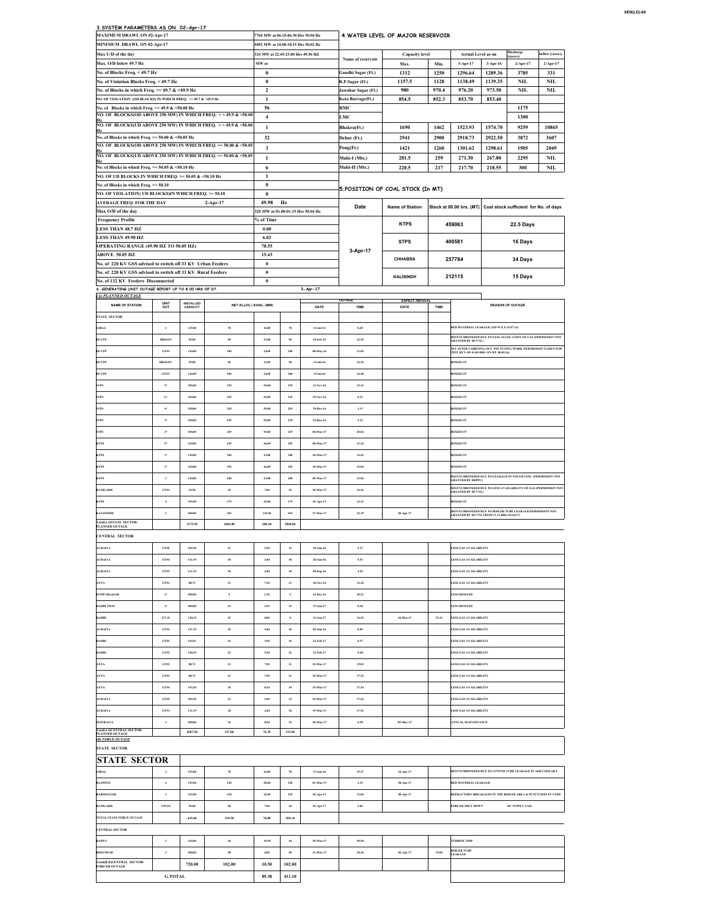## 3.SYSTEM PARAMETERS AS ON 02-Apr-17

| | | |
|---|---|---|
| MAXIMUM DRAWL ON 02-Apr-17 | | 7764 MW at 06.15-06.30 Hrs 50.04 Hz |
| MINIMUM DRAWL ON 02-Apr-17 | | 5892 MW at 18.00-18.15 Hrs 50.02 Hz |
| Max U/D of the day | | 324 MW at 22.45-23.00 Hrs 49.96 HZ |
| Max. O/D below 49.7 Hz | | MW at |
| No. of Blocks Freq. < 49.7 Hz | | 0 |
| No. of Violation Blocks Freq. < 49.7 Hz | | 0 |
| No. of Blocks in which Freq. >= 49.7 & <49.9 Hz | | 2 |
| NO. OF VIOLATION (OD BLOCKS) IN WHICH FREQ. >= 49.7 & <49.9 Hz | | 1 |
| No. of Blocks in which Freq. >= 49.9 & <50.00 Hz | | 56 |
| NO. OF BLOCKS(OD ABOVE 250 MW) IN WHICH FREQ. > = 49.9 & <50.00 Hz | | 4 |
| NO. OF BLOCKS(UD ABOVE 250 MW) IN WHICH FREQ. > = 49.9 & <50.00 Hz | | 1 |
| No. of Blocks in which Freq. >= 50.00 & <50.05 Hz | | 32 |
| NO. OF BLOCKS(OD ABOVE 250 MW) IN WHICH FREQ. >= 50.00 & <50.05 Hz | | 3 |
| NO. OF BLOCKS(UD ABOVE 250 MW) IN WHICH FREQ. >= 50.00 & <50.05 Hz | | 1 |
| No. of Blocks in which Freq. >= 50.05 & <50.10 Hz | | 6 |
| NO. OF UD BLOCKS IN WHICH FREQ. >= 50.05 & <50.10 Hz | | 1 |
| No. of Blocks in which Freq. >= 50.10 | | 0 |
| NO. OF VIOLATION( UD BLOCKS)IN WHICH FREQ. >= 50.10 | | 0 |
| AVERAGE FREQ. FOR THE DAY | 2-Apr-17 | 49.98 Hz |
| Max O/D of the day | | 320 MW at 01.00-01.15 Hrs 50.04 Hz |
| Frequency Profile | | % of Time |
| LESS THAN 48.7 HZ | | 0.00 |
| LESS THAN 49.90 HZ | | 6.02 |
| OPERATING RANGE (49.90 HZ TO 50.05 HZ) | | 78.55 |
| ABOVE 50.05 HZ | | 15.43 |
| No. of 220 KV GSS advised to switch off 33 KV Urban Feeders | | 0 |
| No. of 220 KV GSS advised to switch off 33 KV Rural Feeders | | 0 |
| No. of 132 KV Feeders Disconnected | | 0 |

## 4.WATER LEVEL OF MAJOR RESERVOIR

| Name of reservoir | Capacity level | | Actual Level as on | | Discharge (cusecs) | Inflow (cusecs) |
|---|---|---|---|---|---|---|
| | Max. | Min. | 3-Apr-17 | 3-Apr-16 | 2-Apr-17 | 2-Apr-17 |
| Gandhi Sagar (Ft.) | 1312 | 1250 | 1296.64 | 1289.36 | 3785 | 331 |
| R.P.Sagar (Ft.) | 1157.5 | 1128 | 1138.49 | 1139.35 | NIL | NIL |
| Jawahar Sagar (Ft.) | 980 | 970.4 | 976.20 | 973.50 | NIL | NIL |
| Kota Barrage(Ft.) | 854.5 | 852.3 | 853.70 | 853.40 | | |
| RMC | | | | | 1175 | |
| LMC | | | | | 1300 | |
| Bhakra(Ft.) | 1690 | 1462 | 1523.93 | 1574.70 | 9259 | 10865 |
| Dehar (Ft.) | 2941 | 2900 | 2918.73 | 2922.50 | 3872 | 3607 |
| Pong(Ft.) | 1421 | 1260 | 1301.62 | 1298.61 | 1905 | 2049 |
| Mahi-I (Mts.) | 281.5 | 259 | 271.30 | 267.80 | 2295 | NIL |
| Mahi-II (Mts.) | 220.5 | 217 | 217.70 | 218.55 | 300 | NIL |

## 5.POSITION OF COAL STOCK (In MT)

| Date | Name of Station | Stock at 00.00 hrs. (MT) | Coal stock sufficient for No. of days |
|---|---|---|---|
| 3-Apr-17 | KTPS | 459063 | 22.5 Days |
| | STPS | 400581 | 16 Days |
| | CHHABRA | 257784 | 34 Days |
| | KALISINDH | 212115 | 15 Days |

## 6. GENERATING UNIT OUTAGE REPORT UP TO 8.00 HRS OF DT. 3-Apr-17

**(A) PLANNED OUTAGE**

| NAME OF STATION | UNIT OUT | INSTALLED CAPACITY | NET ALLOC./ AVAIL. (MW) | | | OUTAGE DATE | OUTAGE TIME | EXPECT./REVIVAL DATE | EXPECT./REVIVAL TIME | REASON OF OUTAGE |
|---|---|---|---|---|---|---|---|---|---|---|
| STATE SECTOR | | | | | | | | | | |
| GIRAL | 1 | 125.00 | 70 | 16.80 | 70 | 11-Jul-14 | 8.20 | | | BED MATERIAL LEAKAGE (S/D W.E.F.15.07.14) |
| DCCPP | HRSG#1 | 55.00 | 50 | 12.00 | 50 | 03-Oct-15 | 22.35 | | | DESYNCHRONIZED DUE TO LESS ALLOCATION OF GAS (PERMISSION NOT GRANTED BY RUVNL) |
| DCCPP | GT#1 | 110.00 | 100 | 24.00 | 100 | 08-May-16 | 11.05 | | | S/T AFTER CARRYING OUT PSS TUNING WORK (PERMISSION TAKEN FOR TEST RUN OF 01.00 HRS. ON DT. 08.05.16) |
| DCCPP | HRSG#2* | 55.00 | 50 | 12.00 | 50 | 13-Jul-16 | 16.35 | | | BOXED UP |
| DCCPP | GT#2* | 110.00 | 100 | 24.00 | 100 | 13-Jul-16 | 16.40 | | | BOXED UP |
| STPS | 5* | 250.00 | 229 | 55.00 | 229 | 11-Nov-16 | 12.32 | | | BOXED UP |
| STPS | 6* | 250.00 | 229 | 55.00 | 229 | 19-Nov-16 | 0.31 | | | BOXED UP |
| STPS | 4* | 250.00 | 229 | 55.00 | 229 | 29-Dec-16 | 1.17 | | | BOXED UP |
| STPS | 3* | 250.00 | 229 | 55.00 | 229 | 29-Dec-16 | 5.23 | | | BOXED UP |
| STPS | 2* | 250.00 | 229 | 55.00 | 229 | 04-Mar-17 | 20.02 | | | BOXED UP |
| KTPS | 5* | 210.00 | 192 | 46.00 | 192 | 08-Mar-17 | 12.24 | | | BOXED UP |
| KTPS | 1* | 110.00 | 100 | 23.00 | 100 | 10-Mar-17 | 14.42 | | | BOXED UP |
| KTPS | 3* | 210.00 | 192 | 46.00 | 192 | 10-Mar-17 | 16.04 | | | BOXED UP |
| KTPS | 2 | 110.00 | 100 | 23.00 | 100 | 09-Mar-17 | 13.06 | | | DESYNCHRONIZED DUE TO LEAKAGE IN STEAM LINE (PERMISSION NOT GRANTED BY RDPPC) |
| RAMGARH | GT#1 | 35.50 | 29 | 7.00 | 29 | 30-Mar-17 | 16.36 | | | DESYNCHRONIZED DUE TO LESS AVAILABILITY OF GAS (PERMISSION NOT GRANTED BY RUVNL) |
| KTPS | 6 | 195.00 | 175 | 42.00 | 175 | 01-Apr-17 | 12.32 | | | BOXED UP |
| KALISINDH | 1 | 600.00 | 565 | 138.60 | 565 | 27-Mar-17 | 21.19 | 02-Apr-17 | | DESYNCHRONIZED DUE TO BOILER TUBE LEAKAGE(PERMISSION NOT GRANTED BY RUVNL FROM 11.13 HRS.02.04.17) |
| Total(A-I)STATE SECTOR-PLANNED OUTAGE | | 3175.50 | 2868.00 | 686.40 | 2868.00 | | | | | |
| CENTRAL SECTOR | | | | | | | | | | |
| AURAIYA | GT#6 | 109.30 | 12 | 2.90 | 12 | 20-Jun-16 | 5.37 | | | LESS GAS AVAILABILITY |
| AURAIYA | GT#4 | 111.19 | 18 | 4.40 | 18 | 20-Jun-16 | 5.53 | | | LESS GAS AVAILABILITY |
| AURAIYA | GT#2 | 111.19 | 18 | 4.40 | 18 | 09-Sep-16 | 4.25 | | | LESS GAS AVAILABILITY |
| ANTA | GT#1 | 88.71 | 31 | 7.50 | 31 | 18-Nov-16 | 14.28 | | | LESS GAS AVAILABILITY |
| ISTPP-JHAJJAR | 3* | 500.00 | 5 | 1.20 | 5 | 22-Dec-16 | 20.21 | | | LESS DEMAND |
| DADRI TH-II | 2* | 490.00 | 15 | 3.59 | 15 | 27-Jan-17 | 0.30 | | | LESS DEMAND |
| DADRI | GT #1 | 130.19 | 22 | 0.00 | 0 | 31-Jan-17 | 14.52 | 26-Mar-17 | 22.12 | LESS GAS AVAILABILITY |
| AURAIYA | GT#3 | 111.19 | 18 | 4.40 | 18 | 09-Jan-16 | 8.05 | | | LESS GAS AVAILABILITY |
| DADRI | GT#5 | 154.51 | 16 | 3.90 | 16 | 21-Feb-17 | 0.37 | | | LESS GAS AVAILABILITY |
| DADRI | GT#2 | 130.19 | 22 | 5.30 | 22 | 21-Feb-17 | 0.40 | | | LESS GAS AVAILABILITY |
| ANTA | GT#2 | 88.71 | 31 | 7.50 | 31 | 15-Mar-17 | 19.03 | | | LESS GAS AVAILABILITY |
| ANTA | GT#3 | 88.71 | 31 | 7.50 | 31 | 15-Mar-17 | 17.33 | | | LESS GAS AVAILABILITY |
| ANTA | GT#4 | 153.20 | 34 | 8.20 | 34 | 15-Mar-17 | 17.44 | | | LESS GAS AVAILABILITY |
| AURAIYA | GT#5 | 109.30 | 12 | 2.90 | 12 | 19-Mar-17 | 17.44 | | | LESS GAS AVAILABILITY |
| AURAIYA | GT#1 | 111.19 | 18 | 4.40 | 18 | 19-Mar-17 | 17.53 | | | LESS GAS AVAILABILITY |
| SINGRAULI | 1 | 200.00 | 34 | 8.20 | 34 | 30-Mar-17 | 0.38 | 05-May-17 | | ANNUAL MAINTENANCE |
| Total(A-II)CENTRAL SECTOR-PLANNED OUTAGE | | 2687.58 | 337.00 | 76.29 | 315.00 | | | | | |

**(B) FORCE OUTAGE**

| NAME OF STATION | UNIT OUT | INSTALLED CAPACITY | NET ALLOC./ AVAIL. (MW) | | | OUTAGE DATE | OUTAGE TIME | EXPECT./REVIVAL DATE | EXPECT./REVIVAL TIME | REASON OF OUTAGE |
|---|---|---|---|---|---|---|---|---|---|---|
| STATE SECTOR | | | | | | | | | | |
| GIRAL | 2 | 125.00 | 70 | 16.80 | 70 | 27-Jan-16 | 15.27 | 15-Apr-17 | | DESYNCHRONIZED DUE TO ATTEND TUBE LEAKAGE IN ASH COOLAR-1 |
| RAJWEST | 6 | 135.00 | 120 | 28.60 | 120 | 01-Mar-17 | 2.33 | 04-Apr-17 | | BED MATERIAL LEAKAGE |
| BARSINGSAR | 1 | 125.00 | 110 | 26.40 | 110 | 02-Apr-17 | 13.00 | 08-Apr-17 | | REFRACTORY BREAKAGES IN THE BOILER AREA & PUNCTURES IN TAPH |
| RAMGARH | STG#2 | 50.00 | 40 | 7.00 | 10 | 03-Apr-17 | 5.02 | | | FORCED SHUT DOWN DC SUPPLY FAIL |
| TOTAL STATE FORCE OUTAGE | | 435.00 | 339.50 | 78.80 | 309.10 | | | | | |
| CENTRAL SECTOR | | | | | | | | | | |
| RAPP-C | 2 | 220.00 | 44 | 10.50 | 44 | 28-Mar-17 | 50.50 | | | TURBINE TRIP |
| RIHAND-III | 2 | 500.00 | 58 | 0.00 | 58 | 31-Mar-17 | 20.36 | 02-Apr-17 | 19.00 | BOILER TUBE LEAKAGE |
| Total(B-II)CENTRAL SECTOR-FORCED OUTAGE | | 720.00 | 102.00 | 10.50 | 102.00 | | | | | |
| G.TOTAL | | | | 89.38 | 411.10 | | | | | |